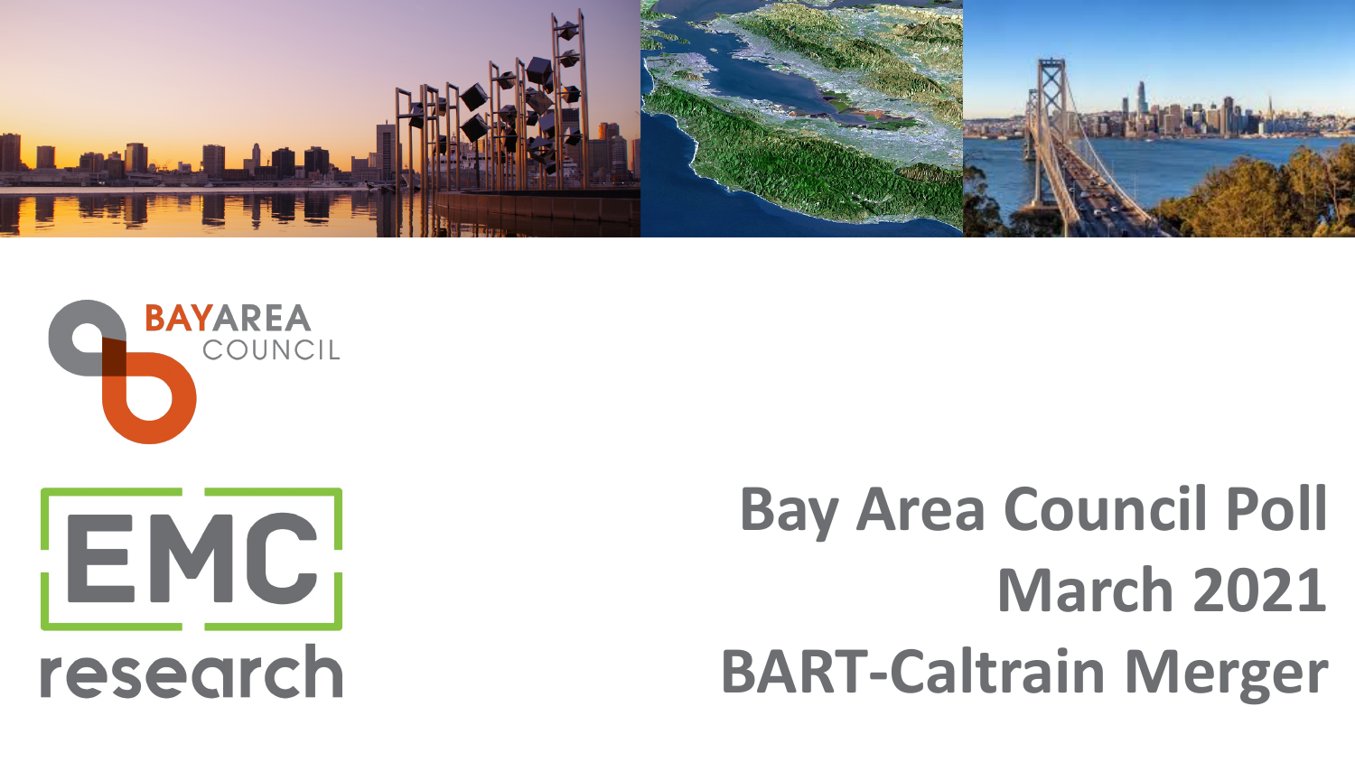BAY AREA COUNCIL

EMC research

# Bay Area Council Poll
# March 2021
# BART-Caltrain Merger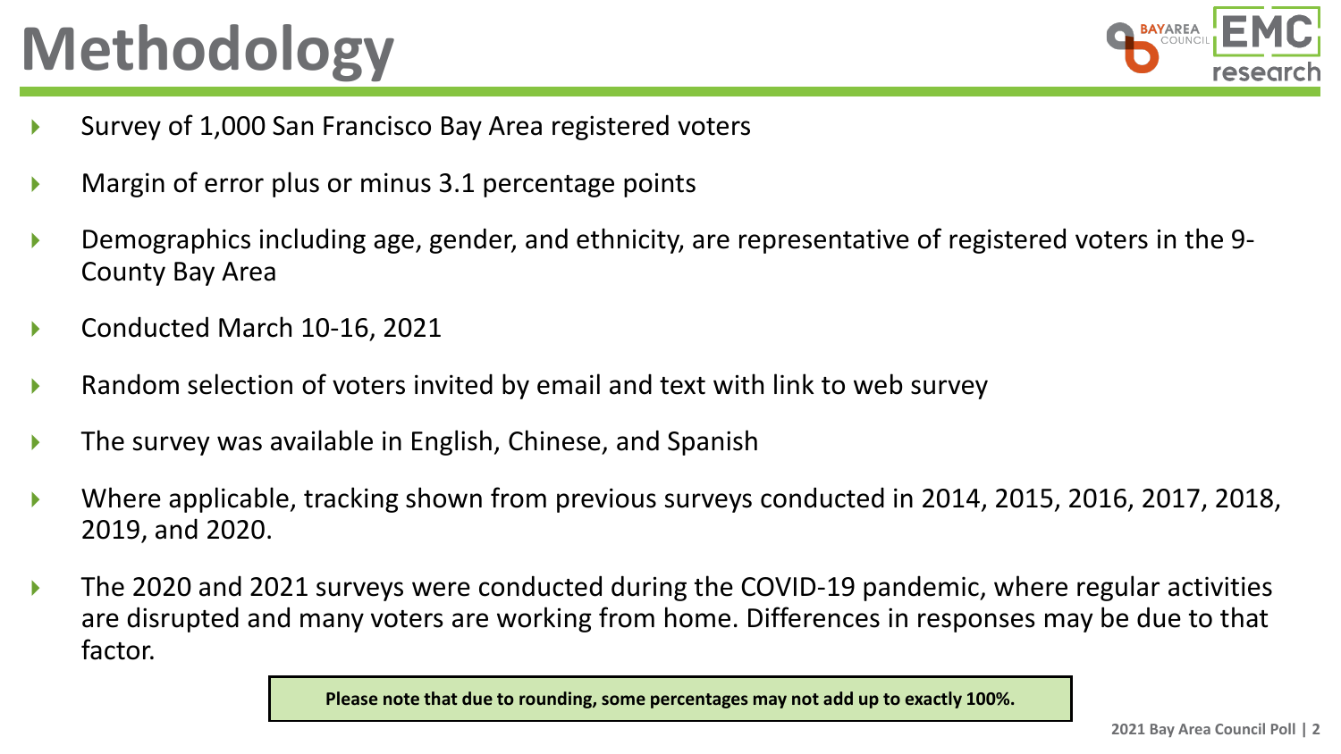# Methodology

- Survey of 1,000 San Francisco Bay Area registered voters
- Margin of error plus or minus 3.1 percentage points
- Demographics including age, gender, and ethnicity, are representative of registered voters in the 9-County Bay Area
- Conducted March 10-16, 2021
- Random selection of voters invited by email and text with link to web survey
- The survey was available in English, Chinese, and Spanish
- Where applicable, tracking shown from previous surveys conducted in 2014, 2015, 2016, 2017, 2018, 2019, and 2020.
- The 2020 and 2021 surveys were conducted during the COVID-19 pandemic, where regular activities are disrupted and many voters are working from home. Differences in responses may be due to that factor.

**Please note that due to rounding, some percentages may not add up to exactly 100%.**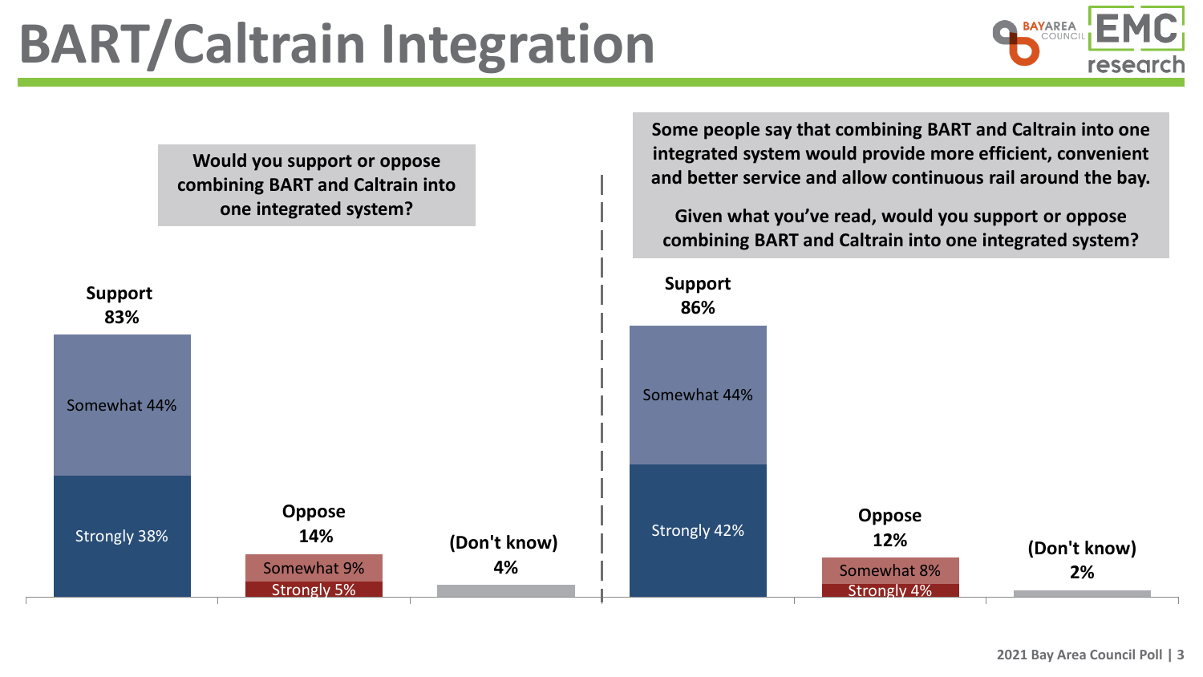# BART/Caltrain Integration

**Would you support or oppose combining BART and Caltrain into one integrated system?**

| Response | Total | Strongly | Somewhat |
|---|---|---|---|
| Support | 83% | 38% | 44% |
| Oppose | 14% | 5% | 9% |
| (Don't know) | 4% | | |

**Some people say that combining BART and Caltrain into one integrated system would provide more efficient, convenient and better service and allow continuous rail around the bay.**

**Given what you've read, would you support or oppose combining BART and Caltrain into one integrated system?**

| Response | Total | Strongly | Somewhat |
|---|---|---|---|
| Support | 86% | 42% | 44% |
| Oppose | 12% | 4% | 8% |
| (Don't know) | 2% | | |

2021 Bay Area Council Poll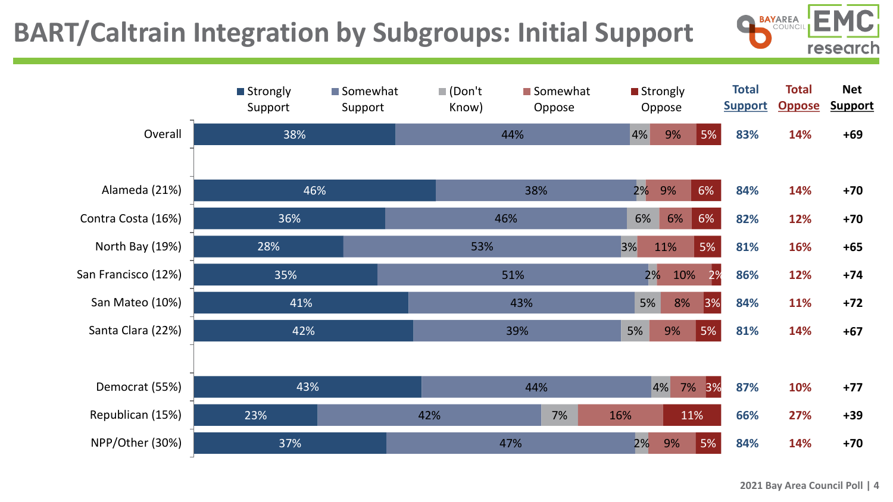# BART/Caltrain Integration by Subgroups: Initial Support

| | Strongly Support | Somewhat Support | (Don't Know) | Somewhat Oppose | Strongly Oppose | Total Support | Total Oppose | Net Support |
|---|---|---|---|---|---|---|---|---|
| Overall | 38% | 44% | 4% | 9% | 5% | 83% | 14% | +69 |
| Alameda (21%) | 46% | 38% | 2% | 9% | 6% | 84% | 14% | +70 |
| Contra Costa (16%) | 36% | 46% | 6% | 6% | 6% | 82% | 12% | +70 |
| North Bay (19%) | 28% | 53% | 3% | 11% | 5% | 81% | 16% | +65 |
| San Francisco (12%) | 35% | 51% | 2% | 10% | 2% | 86% | 12% | +74 |
| San Mateo (10%) | 41% | 43% | 5% | 8% | 3% | 84% | 11% | +72 |
| Santa Clara (22%) | 42% | 39% | 5% | 9% | 5% | 81% | 14% | +67 |
| Democrat (55%) | 43% | 44% | 4% | 7% | 3% | 87% | 10% | +77 |
| Republican (15%) | 23% | 42% | 7% | 16% | 11% | 66% | 27% | +39 |
| NPP/Other (30%) | 37% | 47% | 2% | 9% | 5% | 84% | 14% | +70 |

2021 Bay Area Council Poll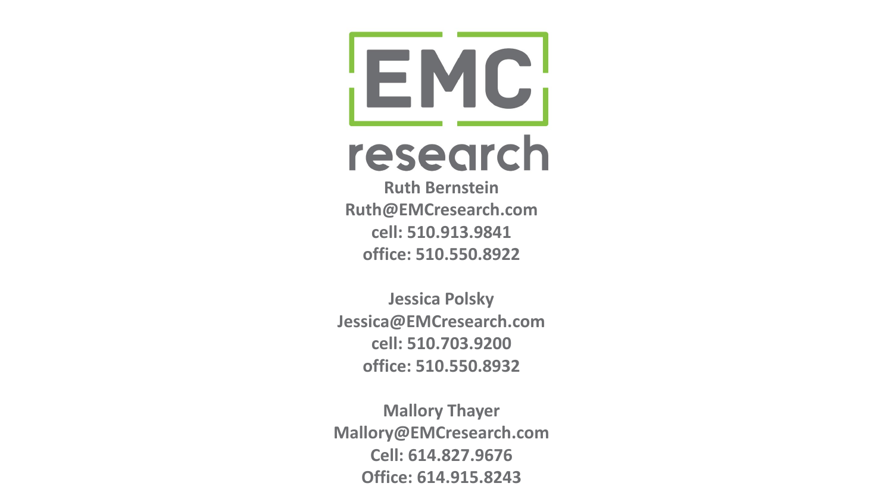EMC research

**Ruth Bernstein**
**Ruth@EMCresearch.com**
**cell: 510.913.9841**
**office: 510.550.8922**

**Jessica Polsky**
**Jessica@EMCresearch.com**
**cell: 510.703.9200**
**office: 510.550.8932**

**Mallory Thayer**
**Mallory@EMCresearch.com**
**Cell: 614.827.9676**
**Office: 614.915.8243**